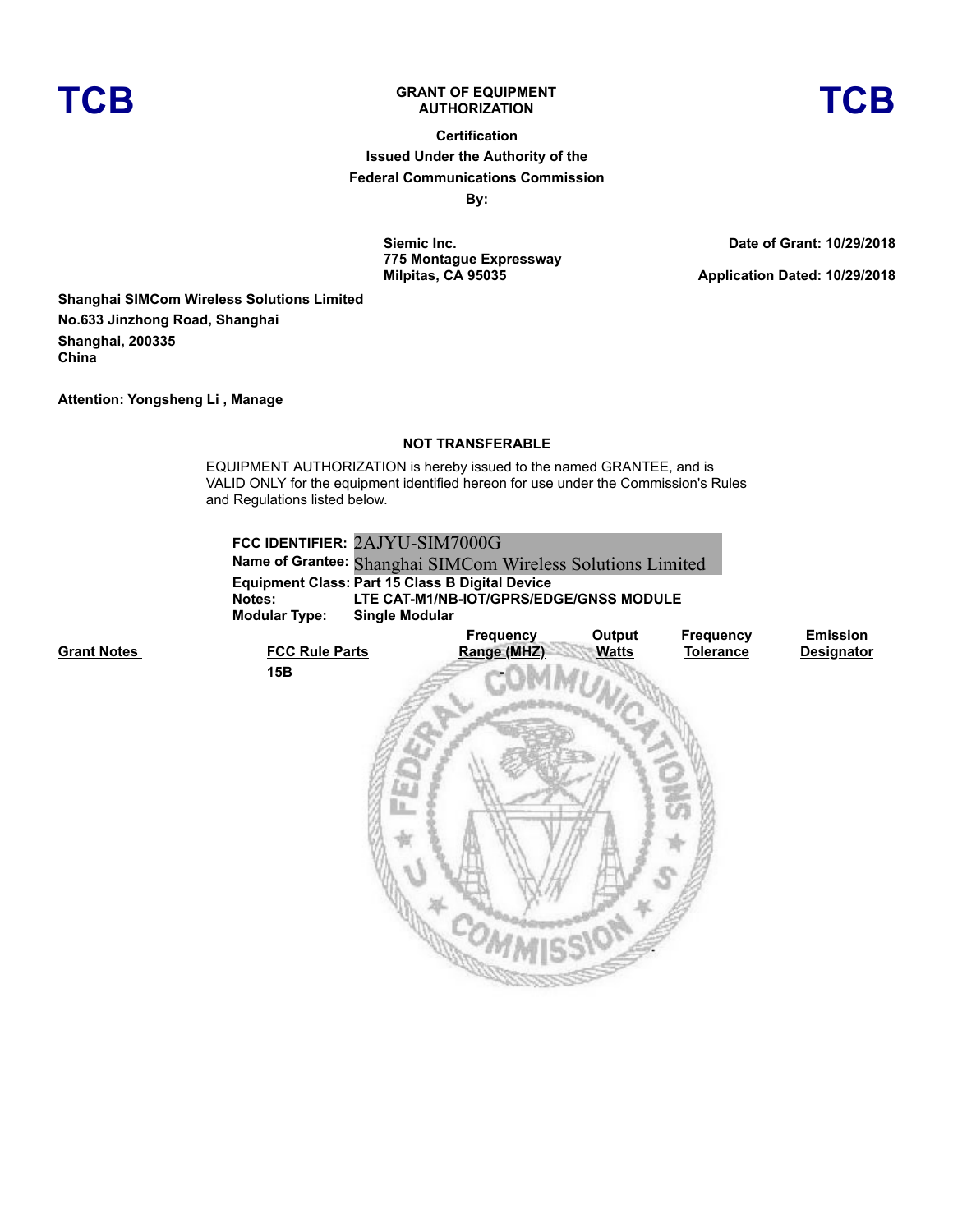**TCB** **GRANT OF EQUIPMENT AUTHORIZATION** **TCB**

**Certification**
**Issued Under the Authority of the**
**Federal Communications Commission**
**By:**

**Siemic Inc.**
**775 Montague Expressway**
**Milpitas, CA 95035**

**Date of Grant: 10/29/2018**

**Application Dated: 10/29/2018**

**Shanghai SIMCom Wireless Solutions Limited**
**No.633 Jinzhong Road, Shanghai**
**Shanghai, 200335**
**China**

**Attention: Yongsheng Li , Manage**

**NOT TRANSFERABLE**

EQUIPMENT AUTHORIZATION is hereby issued to the named GRANTEE, and is VALID ONLY for the equipment identified hereon for use under the Commission's Rules and Regulations listed below.

**FCC IDENTIFIER:** 2AJYU-SIM7000G
**Name of Grantee:** Shanghai SIMCom Wireless Solutions Limited
**Equipment Class:** Part 15 Class B Digital Device
**Notes:** LTE CAT-M1/NB-IOT/GPRS/EDGE/GNSS MODULE
**Modular Type:** Single Modular

| Grant Notes | FCC Rule Parts | Frequency Range (MHZ) | Output Watts | Frequency Tolerance | Emission Designator |
|---|---|---|---|---|---|
| | 15B | - | | | |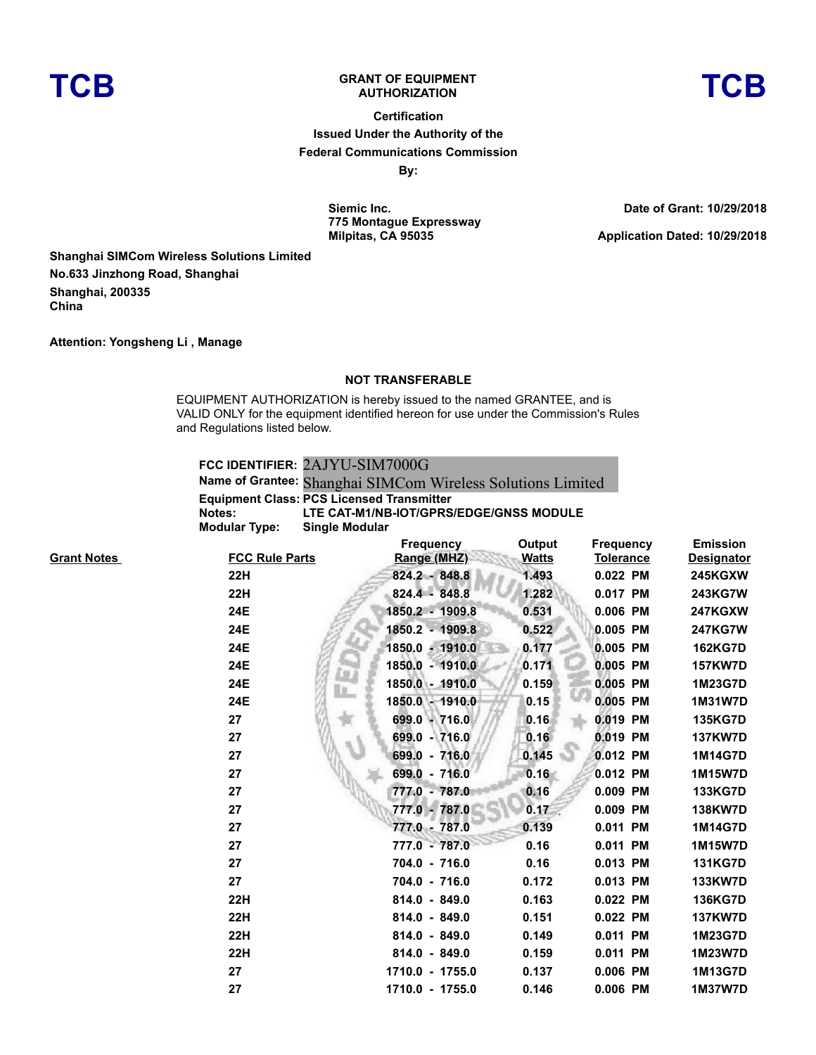**TCB** **GRANT OF EQUIPMENT AUTHORIZATION** **TCB**

**Certification**

**Issued Under the Authority of the Federal Communications Commission**

**By:**

**Siemic Inc.**
**775 Montague Expressway**
**Milpitas, CA 95035**

**Date of Grant: 10/29/2018**

**Application Dated: 10/29/2018**

**Shanghai SIMCom Wireless Solutions Limited**
**No.633 Jinzhong Road, Shanghai**
**Shanghai, 200335**
**China**

**Attention: Yongsheng Li , Manage**

**NOT TRANSFERABLE**

EQUIPMENT AUTHORIZATION is hereby issued to the named GRANTEE, and is VALID ONLY for the equipment identified hereon for use under the Commission's Rules and Regulations listed below.

**FCC IDENTIFIER:** 2AJYU-SIM7000G
**Name of Grantee:** Shanghai SIMCom Wireless Solutions Limited
**Equipment Class:** PCS Licensed Transmitter
**Notes:** LTE CAT-M1/NB-IOT/GPRS/EDGE/GNSS MODULE
**Modular Type:** Single Modular

| Grant Notes | FCC Rule Parts | Frequency Range (MHZ) | Output Watts | Frequency Tolerance | Emission Designator |
|---|---|---|---|---|---|
| | 22H | 824.2 - 848.8 | 1.493 | 0.022 PM | 245KGXW |
| | 22H | 824.4 - 848.8 | 1.282 | 0.017 PM | 243KG7W |
| | 24E | 1850.2 - 1909.8 | 0.531 | 0.006 PM | 247KGXW |
| | 24E | 1850.2 - 1909.8 | 0.522 | 0.005 PM | 247KG7W |
| | 24E | 1850.0 - 1910.0 | 0.177 | 0.005 PM | 162KG7D |
| | 24E | 1850.0 - 1910.0 | 0.171 | 0.005 PM | 157KW7D |
| | 24E | 1850.0 - 1910.0 | 0.159 | 0.005 PM | 1M23G7D |
| | 24E | 1850.0 - 1910.0 | 0.15 | 0.005 PM | 1M31W7D |
| | 27 | 699.0 - 716.0 | 0.16 | 0.019 PM | 135KG7D |
| | 27 | 699.0 - 716.0 | 0.16 | 0.019 PM | 137KW7D |
| | 27 | 699.0 - 716.0 | 0.145 | 0.012 PM | 1M14G7D |
| | 27 | 699.0 - 716.0 | 0.16 | 0.012 PM | 1M15W7D |
| | 27 | 777.0 - 787.0 | 0.16 | 0.009 PM | 133KG7D |
| | 27 | 777.0 - 787.0 | 0.17 | 0.009 PM | 138KW7D |
| | 27 | 777.0 - 787.0 | 0.139 | 0.011 PM | 1M14G7D |
| | 27 | 777.0 - 787.0 | 0.16 | 0.011 PM | 1M15W7D |
| | 27 | 704.0 - 716.0 | 0.16 | 0.013 PM | 131KG7D |
| | 27 | 704.0 - 716.0 | 0.172 | 0.013 PM | 133KW7D |
| | 22H | 814.0 - 849.0 | 0.163 | 0.022 PM | 136KG7D |
| | 22H | 814.0 - 849.0 | 0.151 | 0.022 PM | 137KW7D |
| | 22H | 814.0 - 849.0 | 0.149 | 0.011 PM | 1M23G7D |
| | 22H | 814.0 - 849.0 | 0.159 | 0.011 PM | 1M23W7D |
| | 27 | 1710.0 - 1755.0 | 0.137 | 0.006 PM | 1M13G7D |
| | 27 | 1710.0 - 1755.0 | 0.146 | 0.006 PM | 1M37W7D |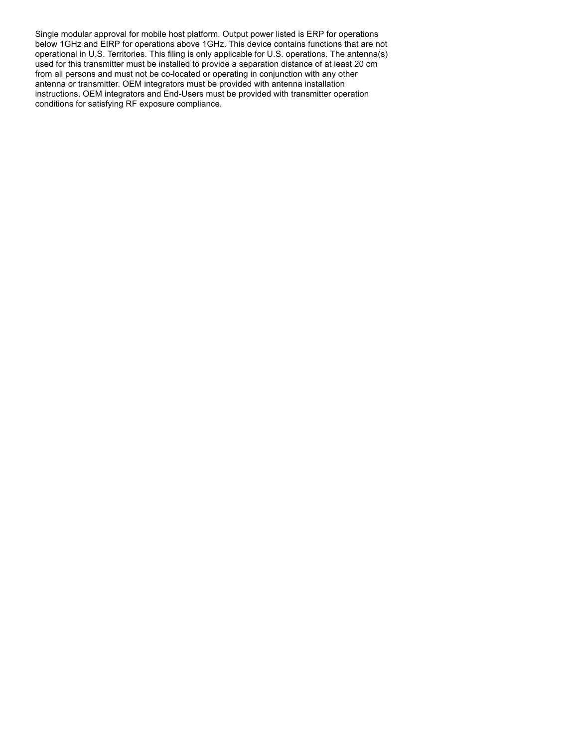Single modular approval for mobile host platform. Output power listed is ERP for operations below 1GHz and EIRP for operations above 1GHz. This device contains functions that are not operational in U.S. Territories. This filing is only applicable for U.S. operations. The antenna(s) used for this transmitter must be installed to provide a separation distance of at least 20 cm from all persons and must not be co-located or operating in conjunction with any other antenna or transmitter. OEM integrators must be provided with antenna installation instructions. OEM integrators and End-Users must be provided with transmitter operation conditions for satisfying RF exposure compliance.